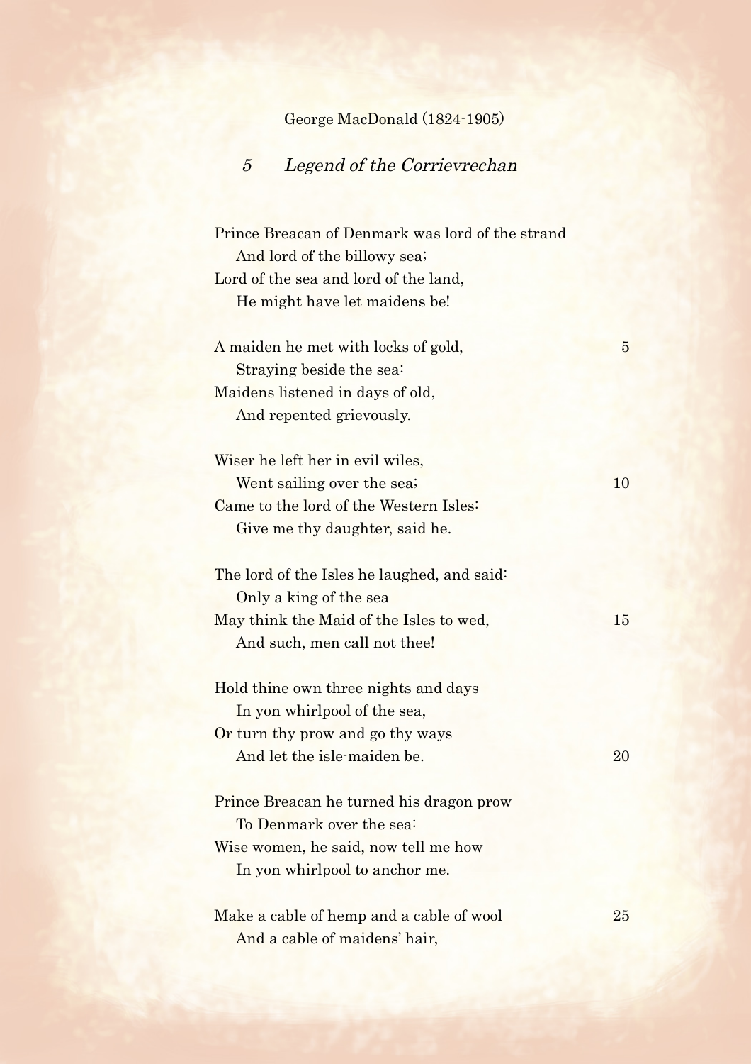George MacDonald (1824-1905)

## 5 *Legend of the Corrievrechan*

Prince Breacan of Denmark was lord of the strand  
    And lord of the billowy sea;  
Lord of the sea and lord of the land,  
    He might have let maidens be!

A maiden he met with locks of gold,  
    Straying beside the sea:  
Maidens listened in days of old,  
    And repented grievously.

Wiser he left her in evil wiles,  
    Went sailing over the sea;  
Came to the lord of the Western Isles:  
    Give me thy daughter, said he.

The lord of the Isles he laughed, and said:  
    Only a king of the sea  
May think the Maid of the Isles to wed,  
    And such, men call not thee!

Hold thine own three nights and days  
    In yon whirlpool of the sea,  
Or turn thy prow and go thy ways  
    And let the isle-maiden be.

Prince Breacan he turned his dragon prow  
    To Denmark over the sea:  
Wise women, he said, now tell me how  
    In yon whirlpool to anchor me.

Make a cable of hemp and a cable of wool  
    And a cable of maidens' hair,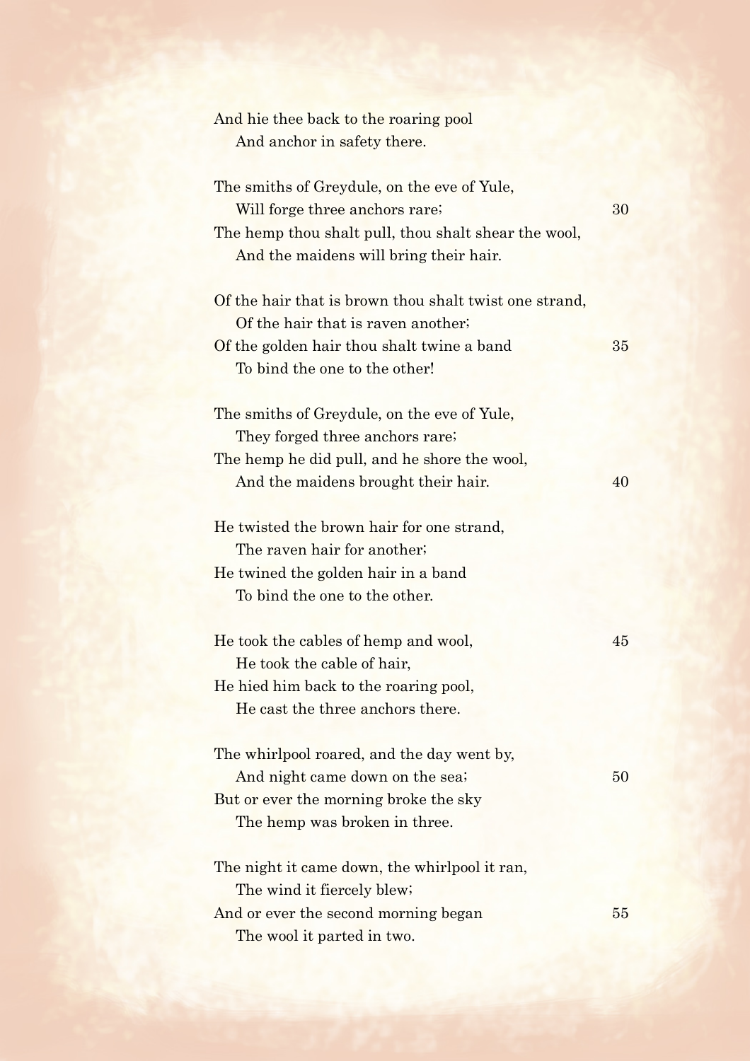And hie thee back to the roaring pool
    And anchor in safety there.

The smiths of Greydule, on the eve of Yule,
    Will forge three anchors rare;                    30
The hemp thou shalt pull, thou shalt shear the wool,
    And the maidens will bring their hair.

Of the hair that is brown thou shalt twist one strand,
    Of the hair that is raven another;
Of the golden hair thou shalt twine a band            35
    To bind the one to the other!

The smiths of Greydule, on the eve of Yule,
    They forged three anchors rare;
The hemp he did pull, and he shore the wool,
    And the maidens brought their hair.               40

He twisted the brown hair for one strand,
    The raven hair for another;
He twined the golden hair in a band
    To bind the one to the other.

He took the cables of hemp and wool,                  45
    He took the cable of hair,
He hied him back to the roaring pool,
    He cast the three anchors there.

The whirlpool roared, and the day went by,
    And night came down on the sea;                   50
But or ever the morning broke the sky
    The hemp was broken in three.

The night it came down, the whirlpool it ran,
    The wind it fiercely blew;
And or ever the second morning began                  55
    The wool it parted in two.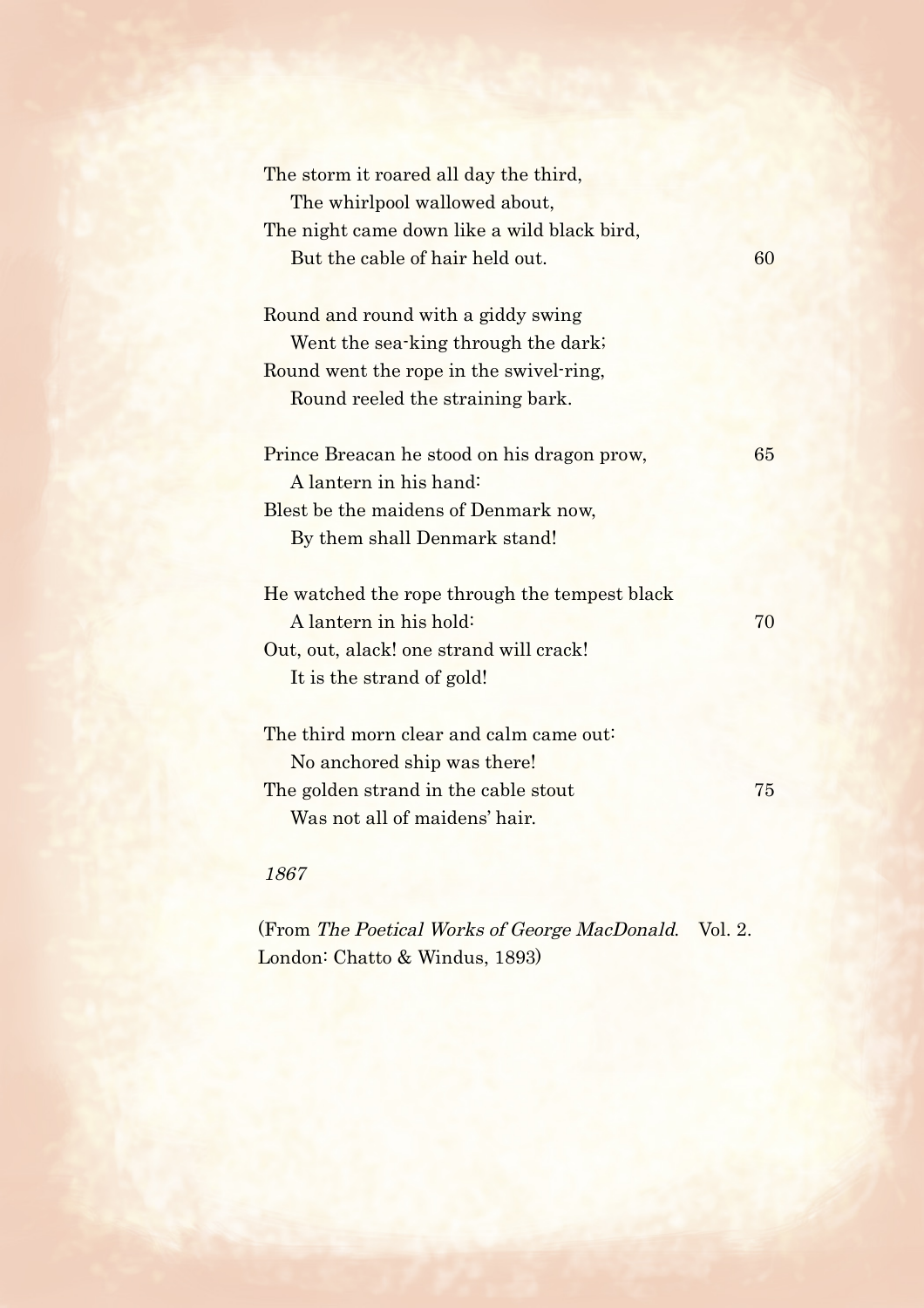The storm it roared all day the third,
  The whirlpool wallowed about,
The night came down like a wild black bird,
  But the cable of hair held out. 60

Round and round with a giddy swing
  Went the sea-king through the dark;
Round went the rope in the swivel-ring,
  Round reeled the straining bark.

Prince Breacan he stood on his dragon prow, 65
  A lantern in his hand:
Blest be the maidens of Denmark now,
  By them shall Denmark stand!

He watched the rope through the tempest black
  A lantern in his hold: 70
Out, out, alack! one strand will crack!
  It is the strand of gold!

The third morn clear and calm came out:
  No anchored ship was there!
The golden strand in the cable stout 75
  Was not all of maidens' hair.

*1867*

(From *The Poetical Works of George MacDonald*. Vol. 2. London: Chatto & Windus, 1893)